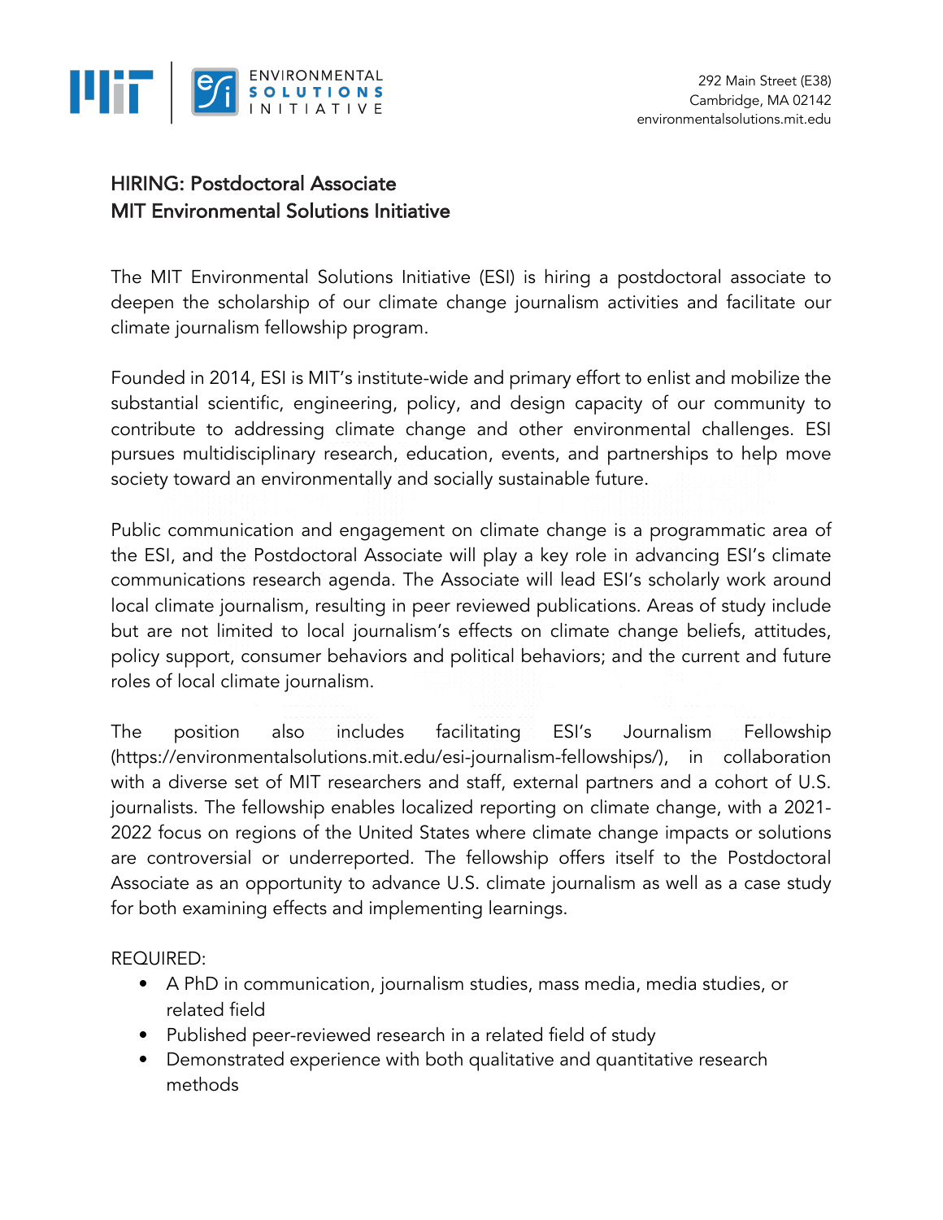292 Main Street (E38)
Cambridge, MA 02142
environmentalsolutions.mit.edu

## HIRING: Postdoctoral Associate
## MIT Environmental Solutions Initiative

The MIT Environmental Solutions Initiative (ESI) is hiring a postdoctoral associate to deepen the scholarship of our climate change journalism activities and facilitate our climate journalism fellowship program.

Founded in 2014, ESI is MIT's institute-wide and primary effort to enlist and mobilize the substantial scientific, engineering, policy, and design capacity of our community to contribute to addressing climate change and other environmental challenges. ESI pursues multidisciplinary research, education, events, and partnerships to help move society toward an environmentally and socially sustainable future.

Public communication and engagement on climate change is a programmatic area of the ESI, and the Postdoctoral Associate will play a key role in advancing ESI's climate communications research agenda. The Associate will lead ESI's scholarly work around local climate journalism, resulting in peer reviewed publications. Areas of study include but are not limited to local journalism's effects on climate change beliefs, attitudes, policy support, consumer behaviors and political behaviors; and the current and future roles of local climate journalism.

The position also includes facilitating ESI's Journalism Fellowship (https://environmentalsolutions.mit.edu/esi-journalism-fellowships/), in collaboration with a diverse set of MIT researchers and staff, external partners and a cohort of U.S. journalists. The fellowship enables localized reporting on climate change, with a 2021-2022 focus on regions of the United States where climate change impacts or solutions are controversial or underreported. The fellowship offers itself to the Postdoctoral Associate as an opportunity to advance U.S. climate journalism as well as a case study for both examining effects and implementing learnings.

REQUIRED:

- A PhD in communication, journalism studies, mass media, media studies, or related field
- Published peer-reviewed research in a related field of study
- Demonstrated experience with both qualitative and quantitative research methods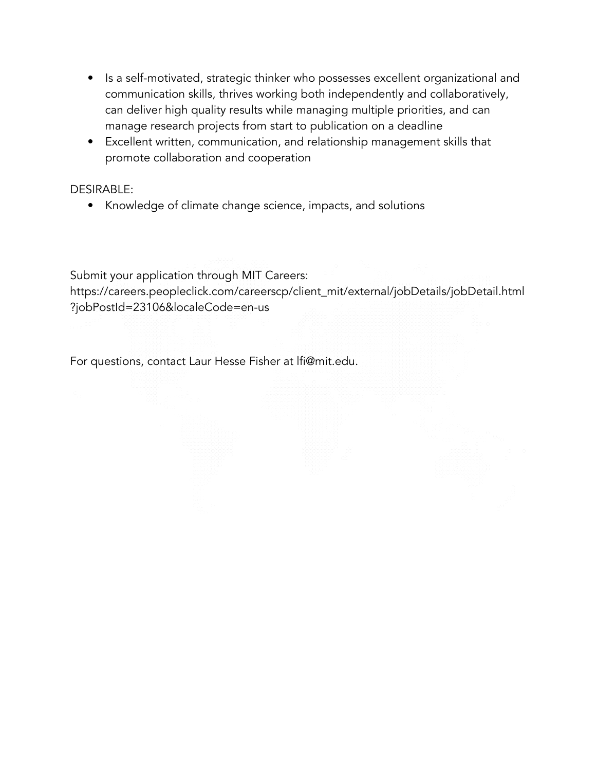- Is a self-motivated, strategic thinker who possesses excellent organizational and communication skills, thrives working both independently and collaboratively, can deliver high quality results while managing multiple priorities, and can manage research projects from start to publication on a deadline
- Excellent written, communication, and relationship management skills that promote collaboration and cooperation

DESIRABLE:

- Knowledge of climate change science, impacts, and solutions

Submit your application through MIT Careers:
https://careers.peopleclick.com/careerscp/client_mit/external/jobDetails/jobDetail.html?jobPostId=23106&localeCode=en-us

For questions, contact Laur Hesse Fisher at lfi@mit.edu.